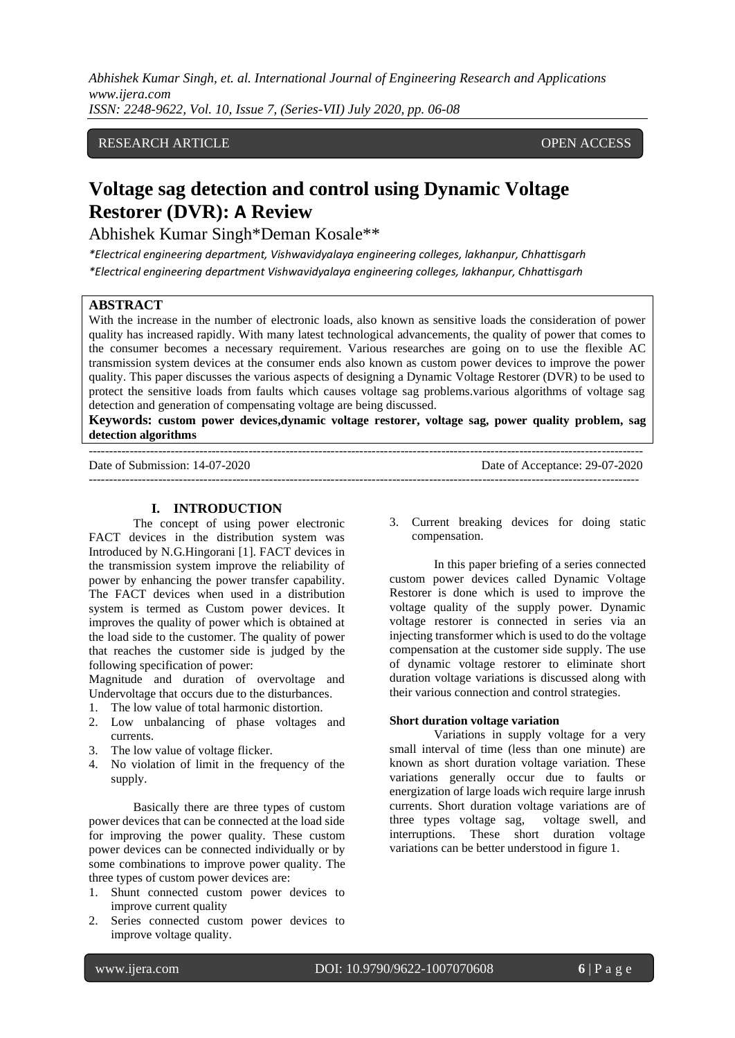RESEARCH ARTICLE OPEN ACCESS

# Voltage sag detection and control using Dynamic Voltage Restorer (DVR): A Review

Abhishek Kumar Singh*Deman Kosale**

*Electrical engineering department, Vishwavidyalaya engineering colleges, lakhanpur, Chhattisgarh
*Electrical engineering department Vishwavidyalaya engineering colleges, lakhanpur, Chhattisgarh

## ABSTRACT

With the increase in the number of electronic loads, also known as sensitive loads the consideration of power quality has increased rapidly. With many latest technological advancements, the quality of power that comes to the consumer becomes a necessary requirement. Various researches are going on to use the flexible AC transmission system devices at the consumer ends also known as custom power devices to improve the power quality. This paper discusses the various aspects of designing a Dynamic Voltage Restorer (DVR) to be used to protect the sensitive loads from faults which causes voltage sag problems.various algorithms of voltage sag detection and generation of compensating voltage are being discussed.

**Keywords: custom power devices,dynamic voltage restorer, voltage sag, power quality problem, sag detection algorithms**

Date of Submission: 14-07-2020 Date of Acceptance: 29-07-2020

## I. INTRODUCTION

The concept of using power electronic FACT devices in the distribution system was Introduced by N.G.Hingorani [1]. FACT devices in the transmission system improve the reliability of power by enhancing the power transfer capability. The FACT devices when used in a distribution system is termed as Custom power devices. It improves the quality of power which is obtained at the load side to the customer. The quality of power that reaches the customer side is judged by the following specification of power:

Magnitude and duration of overvoltage and Undervoltage that occurs due to the disturbances.

1. The low value of total harmonic distortion.
2. Low unbalancing of phase voltages and currents.
3. The low value of voltage flicker.
4. No violation of limit in the frequency of the supply.

Basically there are three types of custom power devices that can be connected at the load side for improving the power quality. These custom power devices can be connected individually or by some combinations to improve power quality. The three types of custom power devices are:

1. Shunt connected custom power devices to improve current quality
2. Series connected custom power devices to improve voltage quality.
3. Current breaking devices for doing static compensation.

In this paper briefing of a series connected custom power devices called Dynamic Voltage Restorer is done which is used to improve the voltage quality of the supply power. Dynamic voltage restorer is connected in series via an injecting transformer which is used to do the voltage compensation at the customer side supply. The use of dynamic voltage restorer to eliminate short duration voltage variations is discussed along with their various connection and control strategies.

### Short duration voltage variation

Variations in supply voltage for a very small interval of time (less than one minute) are known as short duration voltage variation. These variations generally occur due to faults or energization of large loads wich require large inrush currents. Short duration voltage variations are of three types voltage sag, voltage swell, and interruptions. These short duration voltage variations can be better understood in figure 1.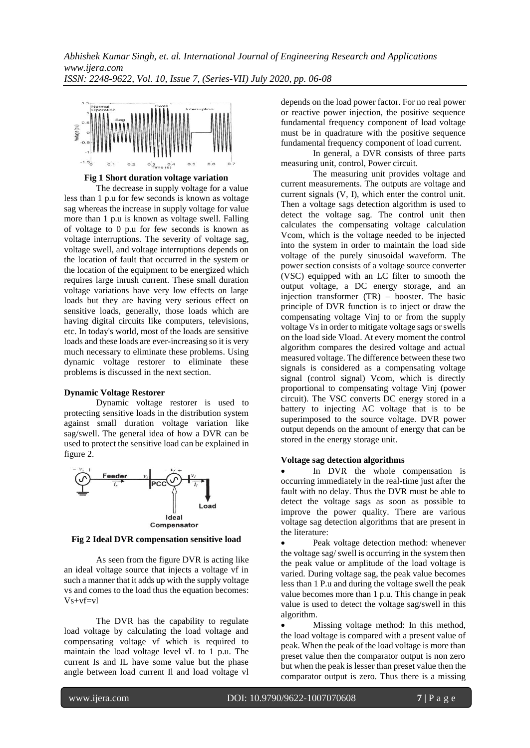**Fig 1 Short duration voltage variation**

The decrease in supply voltage for a value less than 1 p.u for few seconds is known as voltage sag whereas the increase in supply voltage for value more than 1 p.u is known as voltage swell. Falling of voltage to 0 p.u for few seconds is known as voltage interruptions. The severity of voltage sag, voltage swell, and voltage interruptions depends on the location of fault that occurred in the system or the location of the equipment to be energized which requires large inrush current. These small duration voltage variations have very low effects on large loads but they are having very serious effect on sensitive loads, generally, those loads which are having digital circuits like computers, televisions, etc. In today's world, most of the loads are sensitive loads and these loads are ever-increasing so it is very much necessary to eliminate these problems. Using dynamic voltage restorer to eliminate these problems is discussed in the next section.

**Dynamic Voltage Restorer**

Dynamic voltage restorer is used to protecting sensitive loads in the distribution system against small duration voltage variation like sag/swell. The general idea of how a DVR can be used to protect the sensitive load can be explained in figure 2.

**Fig 2 Ideal DVR compensation sensitive load**

As seen from the figure DVR is acting like an ideal voltage source that injects a voltage vf in such a manner that it adds up with the supply voltage vs and comes to the load thus the equation becomes: Vs+vf=vl

The DVR has the capability to regulate load voltage by calculating the load voltage and compensating voltage vf which is required to maintain the load voltage level vL to 1 p.u. The current Is and IL have some value but the phase angle between load current Il and load voltage vl depends on the load power factor. For no real power or reactive power injection, the positive sequence fundamental frequency component of load voltage must be in quadrature with the positive sequence fundamental frequency component of load current.

In general, a DVR consists of three parts measuring unit, control, Power circuit.

The measuring unit provides voltage and current measurements. The outputs are voltage and current signals (V, I), which enter the control unit. Then a voltage sags detection algorithm is used to detect the voltage sag. The control unit then calculates the compensating voltage calculation Vcom, which is the voltage needed to be injected into the system in order to maintain the load side voltage of the purely sinusoidal waveform. The power section consists of a voltage source converter (VSC) equipped with an LC filter to smooth the output voltage, a DC energy storage, and an injection transformer (TR) – booster. The basic principle of DVR function is to inject or draw the compensating voltage Vinj to or from the supply voltage Vs in order to mitigate voltage sags or swells on the load side Vload. At every moment the control algorithm compares the desired voltage and actual measured voltage. The difference between these two signals is considered as a compensating voltage signal (control signal) Vcom, which is directly proportional to compensating voltage Vinj (power circuit). The VSC converts DC energy stored in a battery to injecting AC voltage that is to be superimposed to the source voltage. DVR power output depends on the amount of energy that can be stored in the energy storage unit.

**Voltage sag detection algorithms**

- In DVR the whole compensation is occurring immediately in the real-time just after the fault with no delay. Thus the DVR must be able to detect the voltage sags as soon as possible to improve the power quality. There are various voltage sag detection algorithms that are present in the literature:
- Peak voltage detection method: whenever the voltage sag/ swell is occurring in the system then the peak value or amplitude of the load voltage is varied. During voltage sag, the peak value becomes less than 1 P.u and during the voltage swell the peak value becomes more than 1 p.u. This change in peak value is used to detect the voltage sag/swell in this algorithm.
- Missing voltage method: In this method, the load voltage is compared with a present value of peak. When the peak of the load voltage is more than preset value then the comparator output is non zero but when the peak is lesser than preset value then the comparator output is zero. Thus there is a missing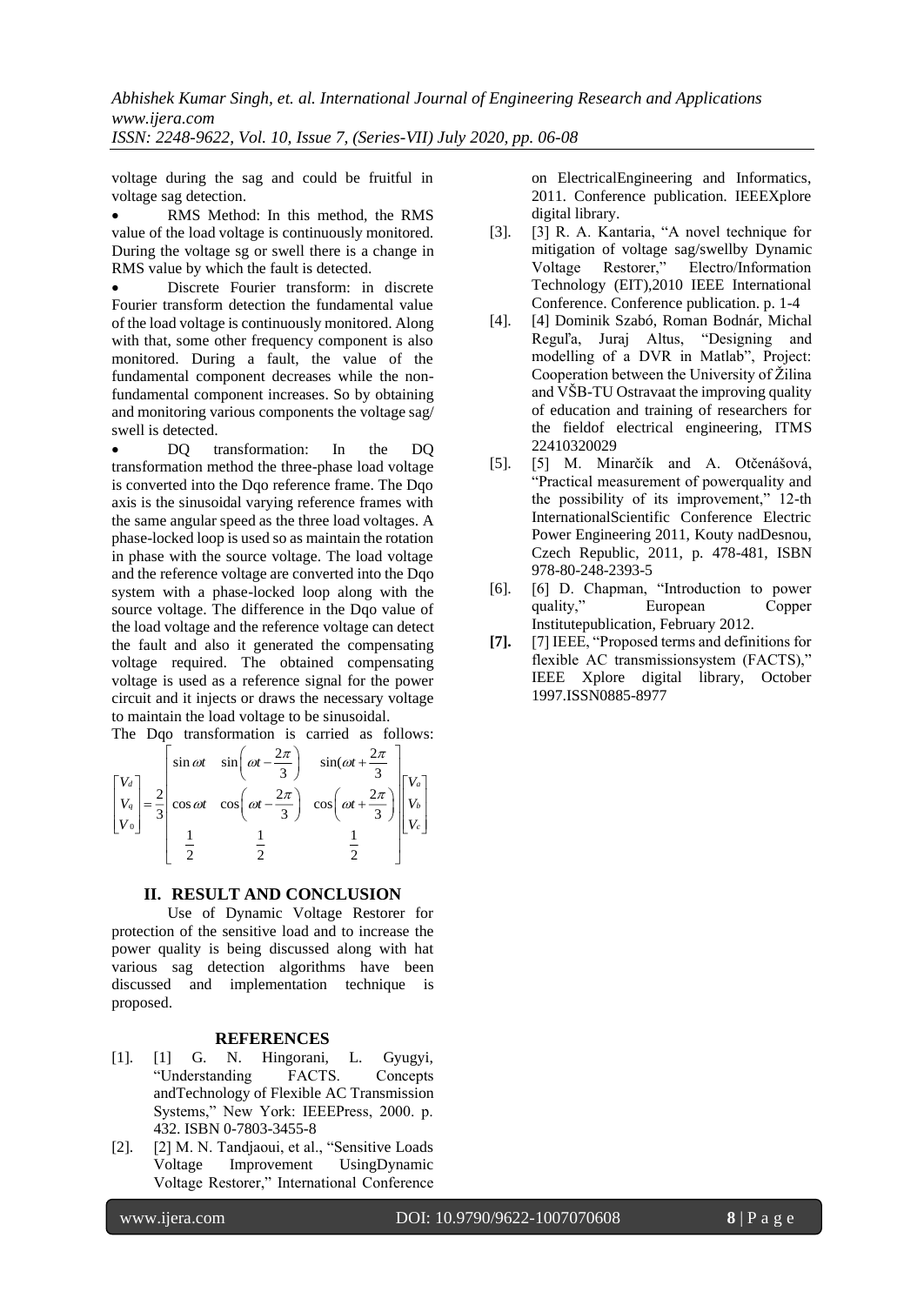voltage during the sag and could be fruitful in voltage sag detection.

- RMS Method: In this method, the RMS value of the load voltage is continuously monitored. During the voltage sg or swell there is a change in RMS value by which the fault is detected.
- Discrete Fourier transform: in discrete Fourier transform detection the fundamental value of the load voltage is continuously monitored. Along with that, some other frequency component is also monitored. During a fault, the value of the fundamental component decreases while the non-fundamental component increases. So by obtaining and monitoring various components the voltage sag/ swell is detected.
- DQ transformation: In the DQ transformation method the three-phase load voltage is converted into the Dqo reference frame. The Dqo axis is the sinusoidal varying reference frames with the same angular speed as the three load voltages. A phase-locked loop is used so as maintain the rotation in phase with the source voltage. The load voltage and the reference voltage are converted into the Dqo system with a phase-locked loop along with the source voltage. The difference in the Dqo value of the load voltage and the reference voltage can detect the fault and also it generated the compensating voltage required. The obtained compensating voltage is used as a reference signal for the power circuit and it injects or draws the necessary voltage to maintain the load voltage to be sinusoidal.

The Dqo transformation is carried as follows:

$$\begin{bmatrix} V_d \\ V_q \\ V_0 \end{bmatrix} = \frac{2}{3} \begin{bmatrix} \sin \omega t & \sin\left(\omega t - \frac{2\pi}{3}\right) & \sin(\omega t + \frac{2\pi}{3} \\ \cos \omega t & \cos\left(\omega t - \frac{2\pi}{3}\right) & \cos\left(\omega t + \frac{2\pi}{3}\right) \\ \frac{1}{2} & \frac{1}{2} & \frac{1}{2} \end{bmatrix} \begin{bmatrix} V_a \\ V_b \\ V_c \end{bmatrix}$$

## II. RESULT AND CONCLUSION

Use of Dynamic Voltage Restorer for protection of the sensitive load and to increase the power quality is being discussed along with hat various sag detection algorithms have been discussed and implementation technique is proposed.

### REFERENCES

[1]. [1] G. N. Hingorani, L. Gyugyi, "Understanding FACTS. Concepts andTechnology of Flexible AC Transmission Systems," New York: IEEEPress, 2000. p. 432. ISBN 0-7803-3455-8

[2]. [2] M. N. Tandjaoui, et al., "Sensitive Loads Voltage Improvement UsingDynamic Voltage Restorer," International Conference on ElectricalEngineering and Informatics, 2011. Conference publication. IEEEXplore digital library.

[3]. [3] R. A. Kantaria, "A novel technique for mitigation of voltage sag/swellby Dynamic Voltage Restorer," Electro/Information Technology (EIT),2010 IEEE International Conference. Conference publication. p. 1-4

[4]. [4] Dominik Szabó, Roman Bodnár, Michal Reguľa, Juraj Altus, "Designing and modelling of a DVR in Matlab", Project: Cooperation between the University of Žilina and VŠB-TU Ostravaat the improving quality of education and training of researchers for the fieldof electrical engineering, ITMS 22410320029

[5]. [5] M. Minarčík and A. Otčenášová, "Practical measurement of powerquality and the possibility of its improvement," 12-th InternationalScientific Conference Electric Power Engineering 2011, Kouty nadDesnou, Czech Republic, 2011, p. 478-481, ISBN 978-80-248-2393-5

[6]. [6] D. Chapman, "Introduction to power quality," European Copper Institutepublication, February 2012.

**[7].** [7] IEEE, "Proposed terms and definitions for flexible AC transmissionsystem (FACTS)," IEEE Xplore digital library, October 1997.ISSN0885-8977